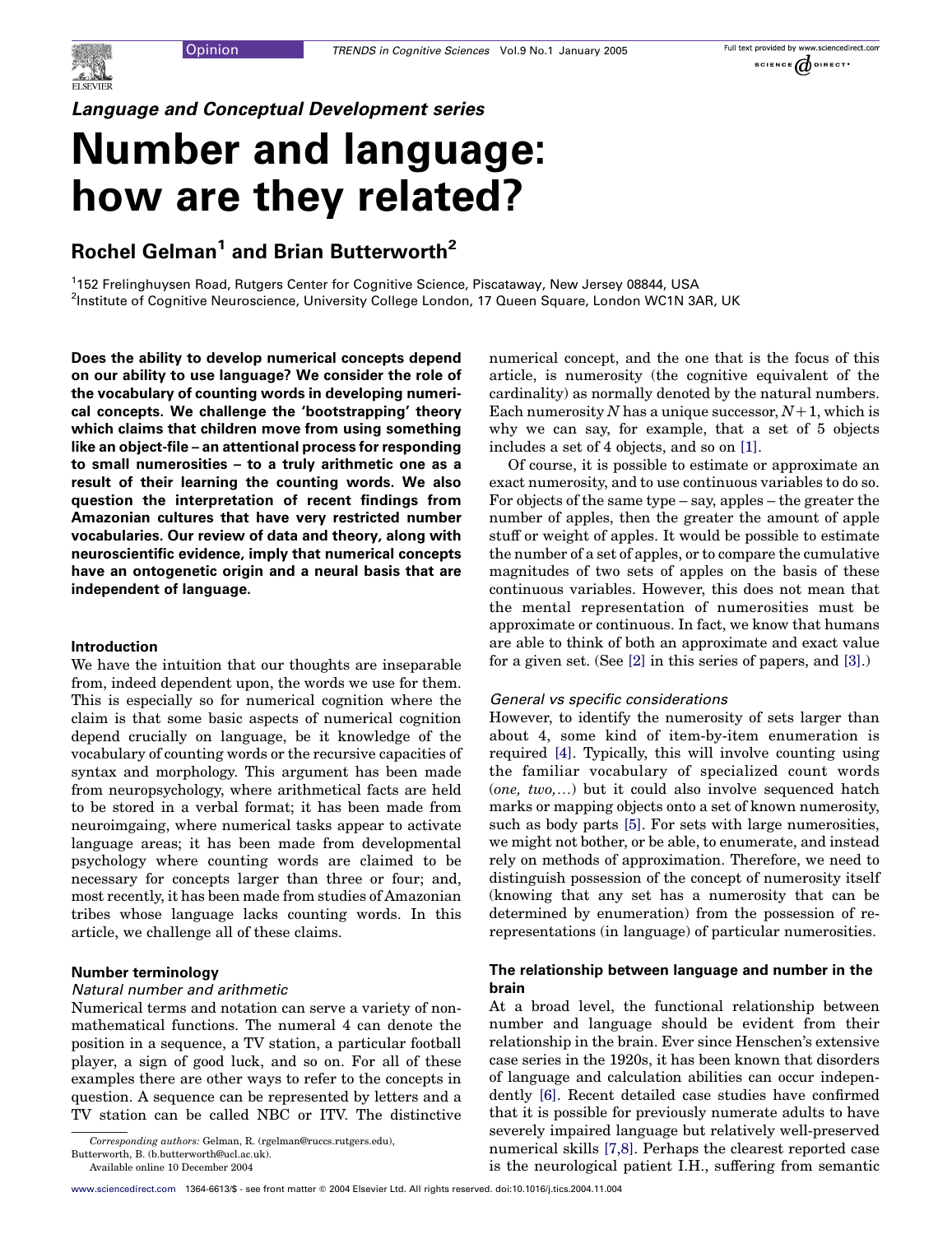*Language and Conceptual Development series*

# Number and language: how are they related?

## Rochel Gelman[1] and Brian Butterworth[2]

[1]152 Frelinghuysen Road, Rutgers Center for Cognitive Science, Piscataway, New Jersey 08844, USA
[2]Institute of Cognitive Neuroscience, University College London, 17 Queen Square, London WC1N 3AR, UK

**Does the ability to develop numerical concepts depend on our ability to use language? We consider the role of the vocabulary of counting words in developing numerical concepts. We challenge the 'bootstrapping' theory which claims that children move from using something like an object-file – an attentional process for responding to small numerosities – to a truly arithmetic one as a result of their learning the counting words. We also question the interpretation of recent findings from Amazonian cultures that have very restricted number vocabularies. Our review of data and theory, along with neuroscientific evidence, imply that numerical concepts have an ontogenetic origin and a neural basis that are independent of language.**

### Introduction

We have the intuition that our thoughts are inseparable from, indeed dependent upon, the words we use for them. This is especially so for numerical cognition where the claim is that some basic aspects of numerical cognition depend crucially on language, be it knowledge of the vocabulary of counting words or the recursive capacities of syntax and morphology. This argument has been made from neuropsychology, where arithmetical facts are held to be stored in a verbal format; it has been made from neuroimgaing, where numerical tasks appear to activate language areas; it has been made from developmental psychology where counting words are claimed to be necessary for concepts larger than three or four; and, most recently, it has been made from studies of Amazonian tribes whose language lacks counting words. In this article, we challenge all of these claims.

### Number terminology

#### *Natural number and arithmetic*

Numerical terms and notation can serve a variety of non-mathematical functions. The numeral 4 can denote the position in a sequence, a TV station, a particular football player, a sign of good luck, and so on. For all of these examples there are other ways to refer to the concepts in question. A sequence can be represented by letters and a TV station can be called NBC or ITV. The distinctive numerical concept, and the one that is the focus of this article, is numerosity (the cognitive equivalent of the cardinality) as normally denoted by the natural numbers. Each numerosity $N$ has a unique successor, $N+1$, which is why we can say, for example, that a set of 5 objects includes a set of 4 objects, and so on [1].

Of course, it is possible to estimate or approximate an exact numerosity, and to use continuous variables to do so. For objects of the same type – say, apples – the greater the number of apples, then the greater the amount of apple stuff or weight of apples. It would be possible to estimate the number of a set of apples, or to compare the cumulative magnitudes of two sets of apples on the basis of these continuous variables. However, this does not mean that the mental representation of numerosities must be approximate or continuous. In fact, we know that humans are able to think of both an approximate and exact value for a given set. (See [2] in this series of papers, and [3].)

#### *General vs specific considerations*

However, to identify the numerosity of sets larger than about 4, some kind of item-by-item enumeration is required [4]. Typically, this will involve counting using the familiar vocabulary of specialized count words (*one, two,...*) but it could also involve specialized hatch marks or mapping objects onto a set of known numerosity, such as body parts [5]. For sets with large numerosities, we might not bother, or be able, to enumerate, and instead rely on methods of approximation. Therefore, we need to distinguish possession of the concept of numerosity itself (knowing that any set has a numerosity that can be determined by enumeration) from the possession of re-representations (in language) of particular numerosities.

### The relationship between language and number in the brain

At a broad level, the functional relationship between number and language should be evident from their relationship in the brain. Ever since Henschen's extensive case series in the 1920s, it has been known that disorders of language and calculation abilities can occur independently [6]. Recent detailed case studies have confirmed that it is possible for previously numerate adults to have severely impaired language but relatively well-preserved numerical skills [7,8]. Perhaps the clearest reported case is the neurological patient I.H., suffering from semantic

*Corresponding authors:* Gelman, R. (rgelman@ruccs.rutgers.edu), Butterworth, B. (b.butterworth@ucl.ac.uk).
Available online 10 December 2004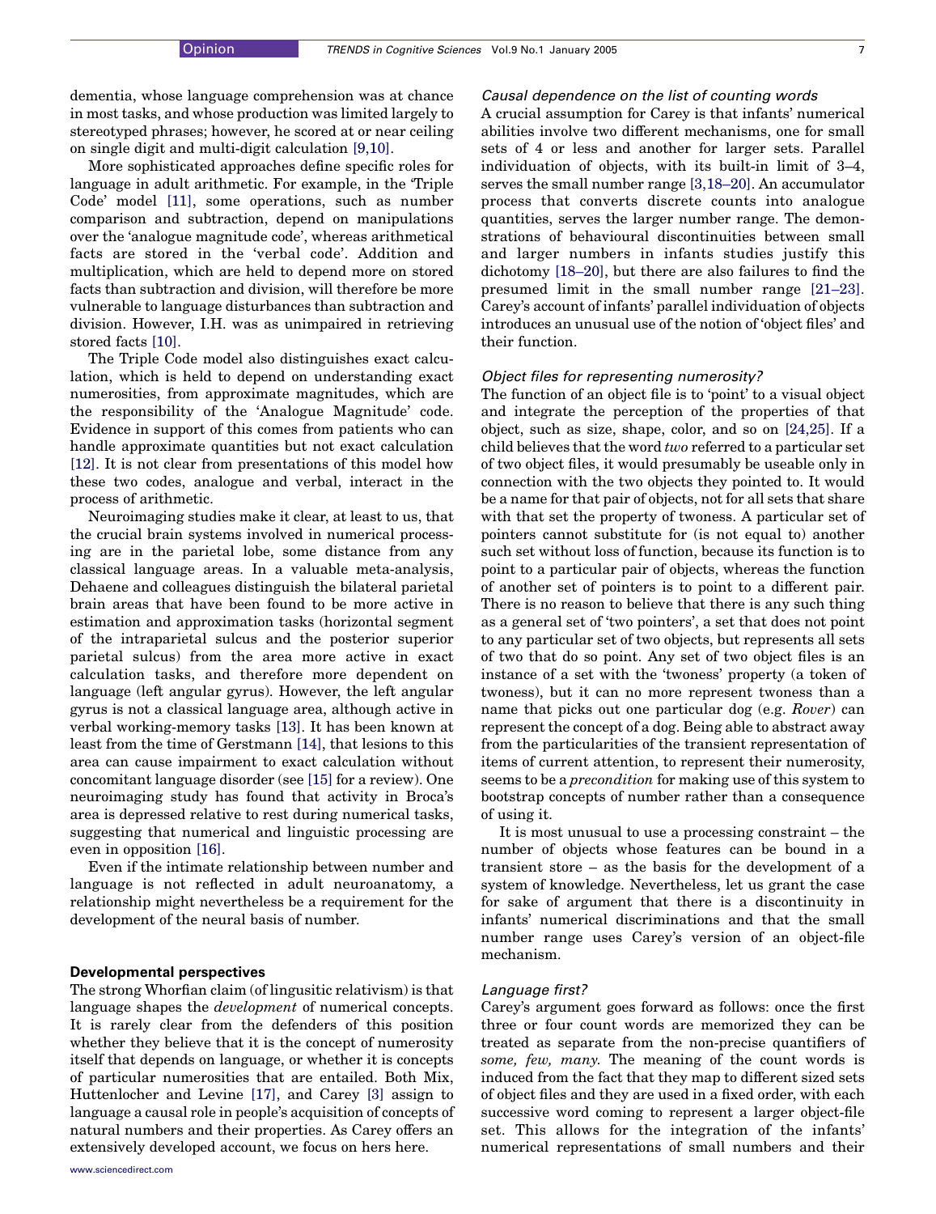dementia, whose language comprehension was at chance in most tasks, and whose production was limited largely to stereotyped phrases; however, he scored at or near ceiling on single digit and multi-digit calculation [9,10].

More sophisticated approaches define specific roles for language in adult arithmetic. For example, in the 'Triple Code' model [11], some operations, such as number comparison and subtraction, depend on manipulations over the 'analogue magnitude code', whereas arithmetical facts are stored in the 'verbal code'. Addition and multiplication, which are held to depend more on stored facts than subtraction and division, will therefore be more vulnerable to language disturbances than subtraction and division. However, I.H. was as unimpaired in retrieving stored facts [10].

The Triple Code model also distinguishes exact calculation, which is held to depend on understanding exact numerosities, from approximate magnitudes, which are the responsibility of the 'Analogue Magnitude' code. Evidence in support of this comes from patients who can handle approximate quantities but not exact calculation [12]. It is not clear from presentations of this model how these two codes, analogue and verbal, interact in the process of arithmetic.

Neuroimaging studies make it clear, at least to us, that the crucial brain systems involved in numerical processing are in the parietal lobe, some distance from any classical language areas. In a valuable meta-analysis, Dehaene and colleagues distinguish the bilateral parietal brain areas that have been found to be more active in estimation and approximation tasks (horizontal segment of the intraparietal sulcus and the posterior superior parietal sulcus) from the area more active in exact calculation tasks, and therefore more dependent on language (left angular gyrus). However, the left angular gyrus is not a classical language area, although active in verbal working-memory tasks [13]. It has been known at least from the time of Gerstmann [14], that lesions to this area can cause impairment to exact calculation without concomitant language disorder (see [15] for a review). One neuroimaging study has found that activity in Broca's area is depressed relative to rest during numerical tasks, suggesting that numerical and linguistic processing are even in opposition [16].

Even if the intimate relationship between number and language is not reflected in adult neuroanatomy, a relationship might nevertheless be a requirement for the development of the neural basis of number.

## Developmental perspectives

The strong Whorfian claim (of lingusitic relativism) is that language shapes the *development* of numerical concepts. It is rarely clear from the defenders of this position whether they believe that it is the concept of numerosity itself that depends on language, or whether it is concepts of particular numerosities that are entailed. Both Mix, Huttenlocher and Levine [17], and Carey [3] assign to language a causal role in people's acquisition of concepts of natural numbers and their properties. As Carey offers an extensively developed account, we focus on hers here.

### *Causal dependence on the list of counting words*

A crucial assumption for Carey is that infants' numerical abilities involve two different mechanisms, one for small sets of 4 or less and another for larger sets. Parallel individuation of objects, with its built-in limit of 3–4, serves the small number range [3,18–20]. An accumulator process that converts discrete counts into analogue quantities, serves the larger number range. The demonstrations of behavioural discontinuities between small and larger numbers in infants studies justify this dichotomy [18–20], but there are also failures to find the presumed limit in the small number range [21–23]. Carey's account of infants' parallel individuation of objects introduces an unusual use of the notion of 'object files' and their function.

### *Object files for representing numerosity?*

The function of an object file is to 'point' to a visual object and integrate the perception of the properties of that object, such as size, shape, color, and so on [24,25]. If a child believes that the word *two* referred to a particular set of two object files, it would presumably be useable only in connection with the two objects they pointed to. It would be a name for that pair of objects, not for all sets that share with that set the property of twoness. A particular set of pointers cannot substitute for (is not equal to) another such set without loss of function, because its function is to point to a particular pair of objects, whereas the function of another set of pointers is to point to a different pair. There is no reason to believe that there is any such thing as a general set of 'two pointers', a set that does not point to any particular set of two objects, but represents all sets of two that do so point. Any set of two object files is an instance of a set with the 'twoness' property (a token of twoness), but it can no more represent twoness than a name that picks out one particular dog (e.g. *Rover*) can represent the concept of a dog. Being able to abstract away from the particularities of the transient representation of items of current attention, to represent their numerosity, seems to be a *precondition* for making use of this system to bootstrap concepts of number rather than a consequence of using it.

It is most unusual to use a processing constraint – the number of objects whose features can be bound in a transient store – as the basis for the development of a system of knowledge. Nevertheless, let us grant the case for sake of argument that there is a discontinuity in infants' numerical discriminations and that the small number range uses Carey's version of an object-file mechanism.

### *Language first?*

Carey's argument goes forward as follows: once the first three or four count words are memorized they can be treated as separate from the non-precise quantifiers of *some, few, many.* The meaning of the count words is induced from the fact that they map to different sized sets of object files and they are used in a fixed order, with each successive word coming to represent a larger object-file set. This allows for the integration of the infants' numerical representations of small numbers and their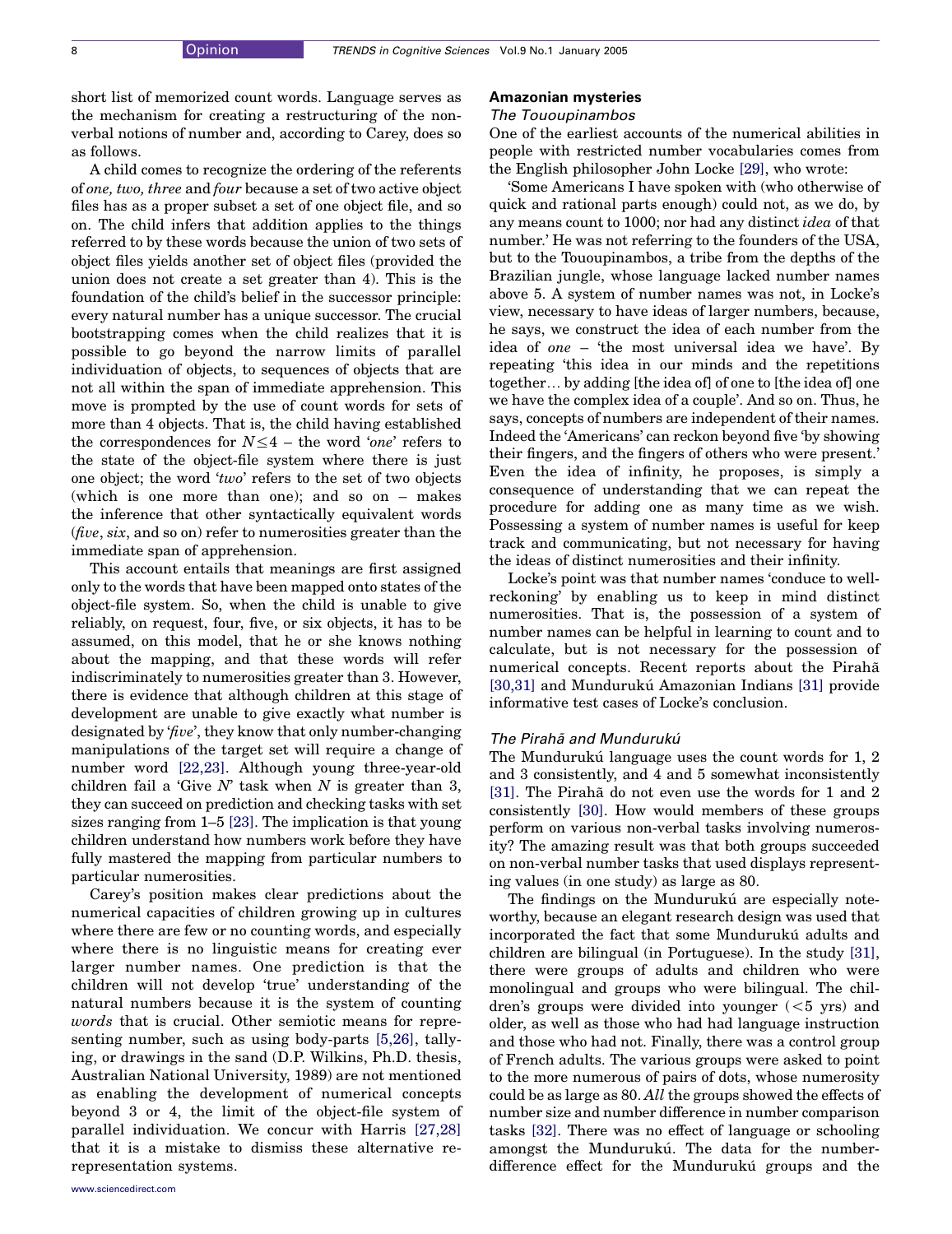short list of memorized count words. Language serves as the mechanism for creating a restructuring of the nonverbal notions of number and, according to Carey, does so as follows.

A child comes to recognize the ordering of the referents of *one, two, three* and *four* because a set of two active object files has as a proper subset a set of one object file, and so on. The child infers that addition applies to the things referred to by these words because the union of two sets of object files yields another set of object files (provided the union does not create a set greater than 4). This is the foundation of the child's belief in the successor principle: every natural number has a unique successor. The crucial bootstrapping comes when the child realizes that it is possible to go beyond the narrow limits of parallel individuation of objects, to sequences of objects that are not all within the span of immediate apprehension. This move is prompted by the use of count words for sets of more than 4 objects. That is, the child having established the correspondences for $N \leq 4$ – the word '*one*' refers to the state of the object-file system where there is just one object; the word '*two*' refers to the set of two objects (which is one more than one); and so on – makes the inference that other syntactically equivalent words (*five*, *six*, and so on) refer to numerosities greater than the immediate span of apprehension.

This account entails that meanings are first assigned only to the words that have been mapped onto states of the object-file system. So, when the child is unable to give reliably, on request, four, five, or six objects, it has to be assumed, on this model, that he or she knows nothing about the mapping, and that these words will refer indiscriminately to numerosities greater than 3. However, there is evidence that although children at this stage of development are unable to give exactly what number is designated by '*five*', they know that only number-changing manipulations of the target set will require a change of number word [22,23]. Although young three-year-old children fail a 'Give *N*' task when *N* is greater than 3, they can succeed on prediction and checking tasks with set sizes ranging from 1–5 [23]. The implication is that young children understand how numbers work before they have fully mastered the mapping from particular numbers to particular numerosities.

Carey's position makes clear predictions about the numerical capacities of children growing up in cultures where there are few or no counting words, and especially where there is no linguistic means for creating ever larger number names. One prediction is that the children will not develop 'true' understanding of the natural numbers because it is the system of counting *words* that is crucial. Other semiotic means for representing number, such as using body-parts [5,26], tallying, or drawings in the sand (D.P. Wilkins, Ph.D. thesis, Australian National University, 1989) are not mentioned as enabling the development of numerical concepts beyond 3 or 4, the limit of the object-file system of parallel individuation. We concur with Harris [27,28] that it is a mistake to dismiss these alternative re-representation systems.

## Amazonian mysteries

### *The Tououpinambos*

One of the earliest accounts of the numerical abilities in people with restricted number vocabularies comes from the English philosopher John Locke [29], who wrote:

'Some Americans I have spoken with (who otherwise of quick and rational parts enough) could not, as we do, by any means count to 1000; nor had any distinct *idea* of that number.' He was not referring to the founders of the USA, but to the Tououpinambos, a tribe from the depths of the Brazilian jungle, whose language lacked number names above 5. A system of number names was not, in Locke's view, necessary to have ideas of larger numbers, because, he says, we construct the idea of each number from the idea of *one* – 'the most universal idea we have'. By repeating 'this idea in our minds and the repetitions together… by adding [the idea of] of one to [the idea of] one we have the complex idea of a couple'. And so on. Thus, he says, concepts of numbers are independent of their names. Indeed the 'Americans' can reckon beyond five 'by showing their fingers, and the fingers of others who were present.' Even the idea of infinity, he proposes, is simply a consequence of understanding that we can repeat the procedure for adding one as many time as we wish. Possessing a system of number names is useful for keep track and communicating, but not necessary for having the ideas of distinct numerosities and their infinity.

Locke's point was that number names 'conduce to well-reckoning' by enabling us to keep in mind distinct numerosities. That is, the possession of a system of number names can be helpful in learning to count and to calculate, but is not necessary for the possession of numerical concepts. Recent reports about the Pirahã [30,31] and Mundurukú Amazonian Indians [31] provide informative test cases of Locke's conclusion.

### *The Pirahã and Mundurukú*

The Mundurukú language uses the count words for 1, 2 and 3 consistently, and 4 and 5 somewhat inconsistently [31]. The Pirahã do not even use the words for 1 and 2 consistently [30]. How would members of these groups perform on various non-verbal tasks involving numerosity? The amazing result was that both groups succeeded on non-verbal number tasks that used displays representing values (in one study) as large as 80.

The findings on the Mundurukú are especially noteworthy, because an elegant research design was used that incorporated the fact that some Mundurukú adults and children are bilingual (in Portuguese). In the study [31], there were groups of adults and children who were monolingual and groups who were bilingual. The children's groups were divided into younger (<5 yrs) and older, as well as those who had had language instruction and those who had not. Finally, there was a control group of French adults. The various groups were asked to point to the more numerous of pairs of dots, whose numerosity could be as large as 80. *All* the groups showed the effects of number size and number difference in number comparison tasks [32]. There was no effect of language or schooling amongst the Mundurukú. The data for the number-difference effect for the Mundurukú groups and the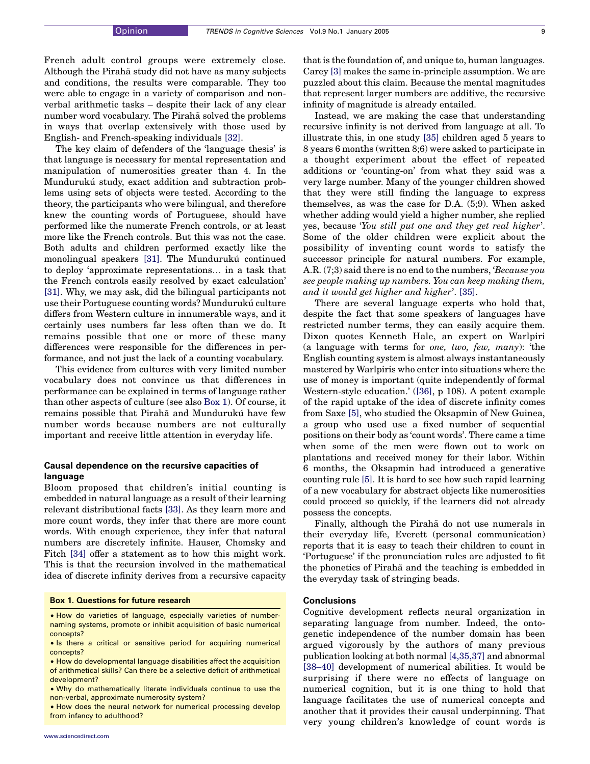French adult control groups were extremely close. Although the Pirahã study did not have as many subjects and conditions, the results were comparable. They too were able to engage in a variety of comparison and non-verbal arithmetic tasks – despite their lack of any clear number word vocabulary. The Pirahã solved the problems in ways that overlap extensively with those used by English- and French-speaking individuals [32].

The key claim of defenders of the 'language thesis' is that language is necessary for mental representation and manipulation of numerosities greater than 4. In the Mundurukú study, exact addition and subtraction problems using sets of objects were tested. According to the theory, the participants who were bilingual, and therefore knew the counting words of Portuguese, should have performed like the numerate French controls, or at least more like the French controls. But this was not the case. Both adults and children performed exactly like the monolingual speakers [31]. The Mundurukú continued to deploy 'approximate representations… in a task that the French controls easily resolved by exact calculation' [31]. Why, we may ask, did the bilingual participants not use their Portuguese counting words? Mundurukú culture differs from Western culture in innumerable ways, and it certainly uses numbers far less often than we do. It remains possible that one or more of these many differences were responsible for the differences in performance, and not just the lack of a counting vocabulary.

This evidence from cultures with very limited number vocabulary does not convince us that differences in performance can be explained in terms of language rather than other aspects of culture (see also Box 1). Of course, it remains possible that Pirahã and Mundurukú have few number words because numbers are not culturally important and receive little attention in everyday life.

### Causal dependence on the recursive capacities of language

Bloom proposed that children's initial counting is embedded in natural language as a result of their learning relevant distributional facts [33]. As they learn more and more count words, they infer that there are more count words. With enough experience, they infer that natural numbers are discretely infinite. Hauser, Chomsky and Fitch [34] offer a statement as to how this might work. This is that the recursion involved in the mathematical idea of discrete infinity derives from a recursive capacity that is the foundation of, and unique to, human languages. Carey [3] makes the same in-principle assumption. We are puzzled about this claim. Because the mental magnitudes that represent larger numbers are additive, the recursive infinity of magnitude is already entailed.

Instead, we are making the case that understanding recursive infinity is not derived from language at all. To illustrate this, in one study [35] children aged 5 years to 8 years 6 months (written 8;6) were asked to participate in a thought experiment about the effect of repeated additions or 'counting-on' from what they said was a very large number. Many of the younger children showed that they were still finding the language to express themselves, as was the case for D.A. (5;9). When asked whether adding would yield a higher number, she replied yes, because '*You still put one and they get real higher*'. Some of the older children were explicit about the possibility of inventing count words to satisfy the successor principle for natural numbers. For example, A.R. (7;3) said there is no end to the numbers, '*Because you see people making up numbers. You can keep making them, and it would get higher and higher*'. [35].

There are several language experts who hold that, despite the fact that some speakers of languages have restricted number terms, they can easily acquire them. Dixon quotes Kenneth Hale, an expert on Warlpiri (a language with terms for *one, two, few, many*): 'the English counting system is almost always instantaneously mastered by Warlpiris who enter into situations where the use of money is important (quite independently of formal Western-style education.' ([36], p 108). A potent example of the rapid uptake of the idea of discrete infinity comes from Saxe [5], who studied the Oksapmin of New Guinea, a group who used use a fixed number of sequential positions on their body as 'count words'. There came a time when some of the men were flown out to work on plantations and received money for their labor. Within 6 months, the Oksapmin had introduced a generative counting rule [5]. It is hard to see how such rapid learning of a new vocabulary for abstract objects like numerosities could proceed so quickly, if the learners did not already possess the concepts.

Finally, although the Pirahã do not use numerals in their everyday life, Everett (personal communication) reports that it is easy to teach their children to count in 'Portuguese' if the pronunciation rules are adjusted to fit the phonetics of Pirahã and the teaching is embedded in the everyday task of stringing beads.

> **Box 1. Questions for future research**
>
> - How do varieties of language, especially varieties of number-naming systems, promote or inhibit acquisition of basic numerical concepts?
> - Is there a critical or sensitive period for acquiring numerical concepts?
> - How do developmental language disabilities affect the acquisition of arithmetical skills? Can there be a selective deficit of arithmetical development?
> - Why do mathematically literate individuals continue to use the non-verbal, approximate numerosity system?
> - How does the neural network for numerical processing develop from infancy to adulthood?

### Conclusions

Cognitive development reflects neural organization in separating language from number. Indeed, the ontogenetic independence of the number domain has been argued vigorously by the authors of many previous publication looking at both normal [4,35,37] and abnormal [38–40] development of numerical abilities. It would be surprising if there were no effects of language on numerical cognition, but it is one thing to hold that language facilitates the use of numerical concepts and another that it provides their causal underpinning. That very young children's knowledge of count words is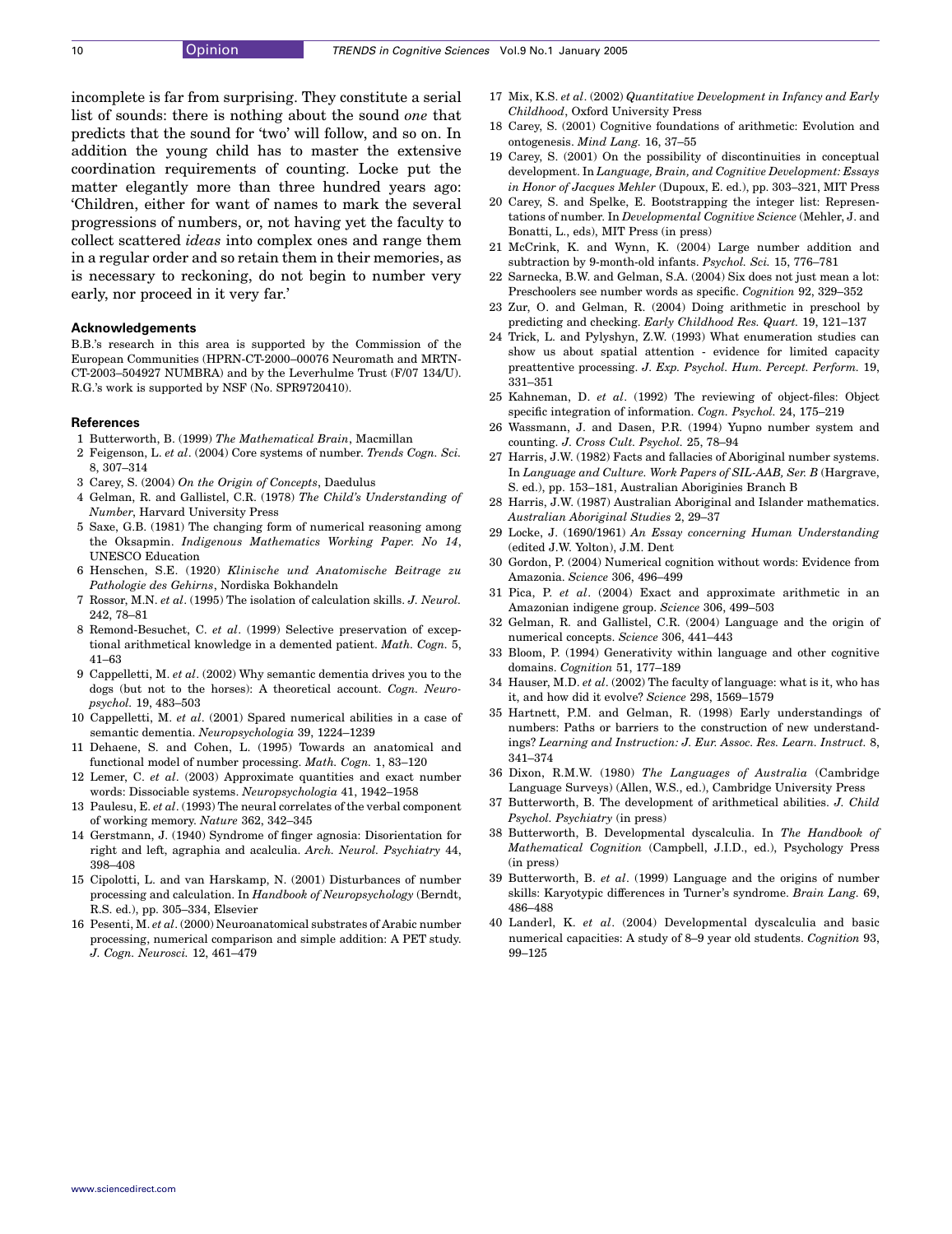incomplete is far from surprising. They constitute a serial list of sounds: there is nothing about the sound *one* that predicts that the sound for 'two' will follow, and so on. In addition the young child has to master the extensive coordination requirements of counting. Locke put the matter elegantly more than three hundred years ago: 'Children, either for want of names to mark the several progressions of numbers, or, not having yet the faculty to collect scattered *ideas* into complex ones and range them in a regular order and so retain them in their memories, as is necessary to reckoning, do not begin to number very early, nor proceed in it very far.'

### Acknowledgements

B.B.'s research in this area is supported by the Commission of the European Communities (HPRN-CT-2000–00076 Neuromath and MRTN-CT-2003–504927 NUMBRA) and by the Leverhulme Trust (F/07 134/U). R.G.'s work is supported by NSF (No. SPR9720410).

### References

1 Butterworth, B. (1999) *The Mathematical Brain*, Macmillan
2 Feigenson, L. *et al*. (2004) Core systems of number. *Trends Cogn. Sci.* 8, 307–314
3 Carey, S. (2004) *On the Origin of Concepts*, Daedulus
4 Gelman, R. and Gallistel, C.R. (1978) *The Child's Understanding of Number*, Harvard University Press
5 Saxe, G.B. (1981) The changing form of numerical reasoning among the Oksapmin. *Indigenous Mathematics Working Paper. No 14*, UNESCO Education
6 Henschen, S.E. (1920) *Klinische und Anatomische Beitrage zu Pathologie des Gehirns*, Nordiska Bokhandeln
7 Rossor, M.N. *et al*. (1995) The isolation of calculation skills. *J. Neurol.* 242, 78–81
8 Remond-Besuchet, C. *et al*. (1999) Selective preservation of exceptional arithmetical knowledge in a demented patient. *Math. Cogn.* 5, 41–63
9 Cappelletti, M. *et al*. (2002) Why semantic dementia drives you to the dogs (but not to the horses): A theoretical account. *Cogn. Neuropsychol.* 19, 483–503
10 Cappelletti, M. *et al*. (2001) Spared numerical abilities in a case of semantic dementia. *Neuropsychologia* 39, 1224–1239
11 Dehaene, S. and Cohen, L. (1995) Towards an anatomical and functional model of number processing. *Math. Cogn.* 1, 83–120
12 Lemer, C. *et al*. (2003) Approximate quantities and exact number words: Dissociable systems. *Neuropsychologia* 41, 1942–1958
13 Paulesu, E. *et al*. (1993) The neural correlates of the verbal component of working memory. *Nature* 362, 342–345
14 Gerstmann, J. (1940) Syndrome of finger agnosia: Disorientation for right and left, agraphia and acalculia. *Arch. Neurol. Psychiatry* 44, 398–408
15 Cipolotti, L. and van Harskamp, N. (2001) Disturbances of number processing and calculation. In *Handbook of Neuropsychology* (Berndt, R.S. ed.), pp. 305–334, Elsevier
16 Pesenti, M. *et al*. (2000) Neuroanatomical substrates of Arabic number processing, numerical comparison and simple addition: A PET study. *J. Cogn. Neurosci.* 12, 461–479
17 Mix, K.S. *et al*. (2002) *Quantitative Development in Infancy and Early Childhood*, Oxford University Press
18 Carey, S. (2001) Cognitive foundations of arithmetic: Evolution and ontogenesis. *Mind Lang.* 16, 37–55
19 Carey, S. (2001) On the possibility of discontinuities in conceptual development. In *Language, Brain, and Cognitive Development: Essays in Honor of Jacques Mehler* (Dupoux, E. ed.), pp. 303–321, MIT Press
20 Carey, S. and Spelke, E. Bootstrapping the integer list: Representations of number. In *Developmental Cognitive Science* (Mehler, J. and Bonatti, L., eds), MIT Press (in press)
21 McCrink, K. and Wynn, K. (2004) Large number addition and subtraction by 9-month-old infants. *Psychol. Sci.* 15, 776–781
22 Sarnecka, B.W. and Gelman, S.A. (2004) Six does not just mean a lot: Preschoolers see number words as specific. *Cognition* 92, 329–352
23 Zur, O. and Gelman, R. (2004) Doing arithmetic in preschool by predicting and checking. *Early Childhood Res. Quart.* 19, 121–137
24 Trick, L. and Pylyshyn, Z.W. (1993) What enumeration studies can show us about spatial attention - evidence for limited capacity preattentive processing. *J. Exp. Psychol. Hum. Percept. Perform.* 19, 331–351
25 Kahneman, D. *et al*. (1992) The reviewing of object-files: Object specific integration of information. *Cogn. Psychol.* 24, 175–219
26 Wassmann, J. and Dasen, P.R. (1994) Yupno number system and counting. *J. Cross Cult. Psychol.* 25, 78–94
27 Harris, J.W. (1982) Facts and fallacies of Aboriginal number systems. In *Language and Culture. Work Papers of SIL-AAB, Ser. B* (Hargrave, S. ed.), pp. 153–181, Australian Aborigines Branch B
28 Harris, J.W. (1987) Australian Aboriginal and Islander mathematics. *Australian Aboriginal Studies* 2, 29–37
29 Locke, J. (1690/1961) *An Essay concerning Human Understanding* (edited J.W. Yolton), J.M. Dent
30 Gordon, P. (2004) Numerical cognition without words: Evidence from Amazonia. *Science* 306, 496–499
31 Pica, P. *et al*. (2004) Exact and approximate arithmetic in an Amazonian indigene group. *Science* 306, 499–503
32 Gelman, R. and Gallistel, C.R. (2004) Language and the origin of numerical concepts. *Science* 306, 441–443
33 Bloom, P. (1994) Generativity within language and other cognitive domains. *Cognition* 51, 177–189
34 Hauser, M.D. *et al*. (2002) The faculty of language: what is it, who has it, and how did it evolve? *Science* 298, 1569–1579
35 Hartnett, P.M. and Gelman, R. (1998) Early understandings of numbers: Paths or barriers to the construction of new understandings? *Learning and Instruction: J. Eur. Assoc. Res. Learn. Instruct.* 8, 341–374
36 Dixon, R.M.W. (1980) *The Languages of Australia* (Cambridge Language Surveys) (Allen, W.S., ed.), Cambridge University Press
37 Butterworth, B. The development of arithmetical abilities. *J. Child Psychol. Psychiatry* (in press)
38 Butterworth, B. Developmental dyscalculia. In *The Handbook of Mathematical Cognition* (Campbell, J.I.D., ed.), Psychology Press (in press)
39 Butterworth, B. *et al*. (1999) Language and the origins of number skills: Karyotypic differences in Turner's syndrome. *Brain Lang.* 69, 486–488
40 Landerl, K. *et al*. (2004) Developmental dyscalculia and basic numerical capacities: A study of 8–9 year old students. *Cognition* 93, 99–125